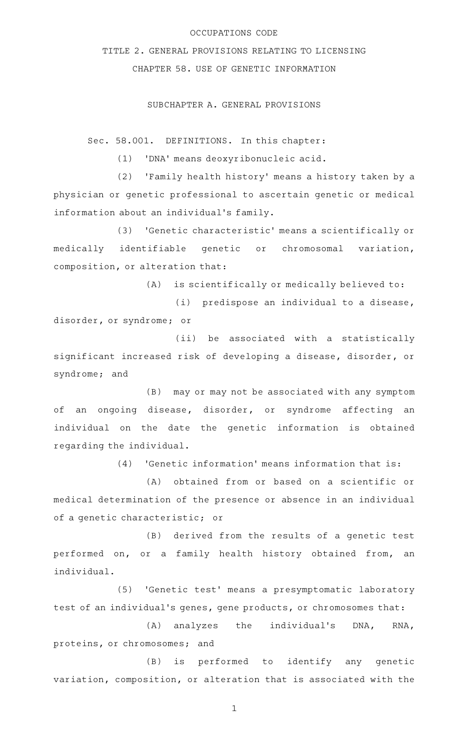OCCUPATIONS CODE

TITLE 2. GENERAL PROVISIONS RELATING TO LICENSING

CHAPTER 58. USE OF GENETIC INFORMATION

SUBCHAPTER A. GENERAL PROVISIONS

Sec. 58.001. DEFINITIONS. In this chapter:

(1) 'DNA' means deoxyribonucleic acid.

(2) 'Family health history' means a history taken by a physician or genetic professional to ascertain genetic or medical information about an individual's family.

(3) 'Genetic characteristic' means a scientifically or medically identifiable genetic or chromosomal variation, composition, or alteration that:

(A) is scientifically or medically believed to:

(i) predispose an individual to a disease, disorder, or syndrome; or

(ii) be associated with a statistically significant increased risk of developing a disease, disorder, or syndrome; and

(B) may or may not be associated with any symptom of an ongoing disease, disorder, or syndrome affecting an individual on the date the genetic information is obtained regarding the individual.

(4) 'Genetic information' means information that is:

(A) obtained from or based on a scientific or medical determination of the presence or absence in an individual of a genetic characteristic; or

(B) derived from the results of a genetic test performed on, or a family health history obtained from, an individual.

(5) 'Genetic test' means a presymptomatic laboratory test of an individual's genes, gene products, or chromosomes that:

(A) analyzes the individual's DNA, RNA, proteins, or chromosomes; and

(B) is performed to identify any genetic variation, composition, or alteration that is associated with the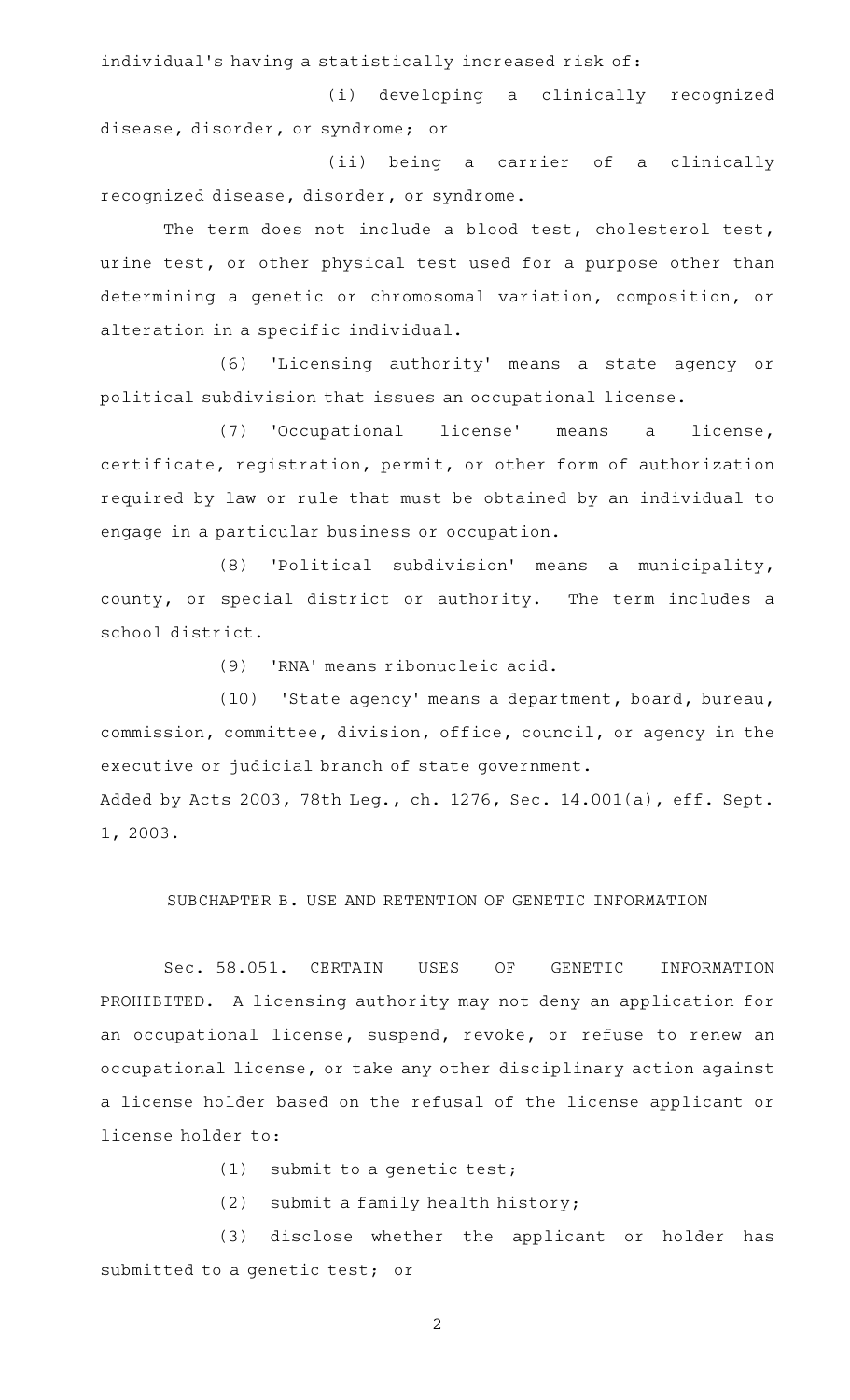individual's having a statistically increased risk of:

(i) developing a clinically recognized disease, disorder, or syndrome; or

(ii) being a carrier of a clinically recognized disease, disorder, or syndrome.

The term does not include a blood test, cholesterol test, urine test, or other physical test used for a purpose other than determining a genetic or chromosomal variation, composition, or alteration in a specific individual.

(6) 'Licensing authority' means a state agency or political subdivision that issues an occupational license.

(7) 'Occupational license' means a license, certificate, registration, permit, or other form of authorization required by law or rule that must be obtained by an individual to engage in a particular business or occupation.

(8) 'Political subdivision' means a municipality, county, or special district or authority. The term includes a school district.

(9) 'RNA' means ribonucleic acid.

(10) 'State agency' means a department, board, bureau, commission, committee, division, office, council, or agency in the executive or judicial branch of state government.

Added by Acts 2003, 78th Leg., ch. 1276, Sec. 14.001(a), eff. Sept. 1, 2003.

SUBCHAPTER B. USE AND RETENTION OF GENETIC INFORMATION

Sec. 58.051. CERTAIN USES OF GENETIC INFORMATION PROHIBITED. A licensing authority may not deny an application for an occupational license, suspend, revoke, or refuse to renew an occupational license, or take any other disciplinary action against a license holder based on the refusal of the license applicant or license holder to:

(1) submit to a genetic test;

(2) submit a family health history;

(3) disclose whether the applicant or holder has submitted to a genetic test; or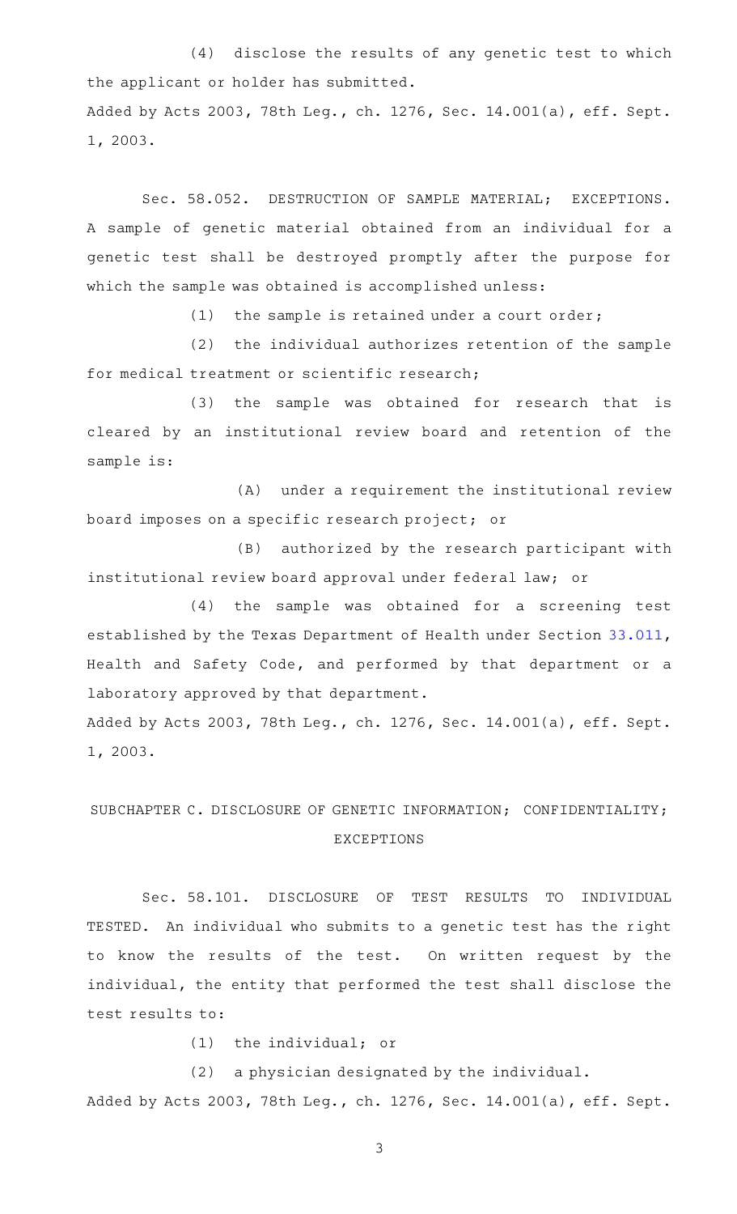(4) disclose the results of any genetic test to which the applicant or holder has submitted.

Added by Acts 2003, 78th Leg., ch. 1276, Sec. 14.001(a), eff. Sept. 1, 2003.

Sec. 58.052. DESTRUCTION OF SAMPLE MATERIAL; EXCEPTIONS. A sample of genetic material obtained from an individual for a genetic test shall be destroyed promptly after the purpose for which the sample was obtained is accomplished unless:

(1) the sample is retained under a court order;

(2) the individual authorizes retention of the sample for medical treatment or scientific research;

(3) the sample was obtained for research that is cleared by an institutional review board and retention of the sample is:

(A) under a requirement the institutional review board imposes on a specific research project; or

(B) authorized by the research participant with institutional review board approval under federal law; or

(4) the sample was obtained for a screening test established by the Texas Department of Health under Section 33.011, Health and Safety Code, and performed by that department or a laboratory approved by that department.

Added by Acts 2003, 78th Leg., ch. 1276, Sec. 14.001(a), eff. Sept. 1, 2003.

## SUBCHAPTER C. DISCLOSURE OF GENETIC INFORMATION; CONFIDENTIALITY; EXCEPTIONS

Sec. 58.101. DISCLOSURE OF TEST RESULTS TO INDIVIDUAL TESTED. An individual who submits to a genetic test has the right to know the results of the test. On written request by the individual, the entity that performed the test shall disclose the test results to:

(1) the individual; or

(2) a physician designated by the individual.

Added by Acts 2003, 78th Leg., ch. 1276, Sec. 14.001(a), eff. Sept.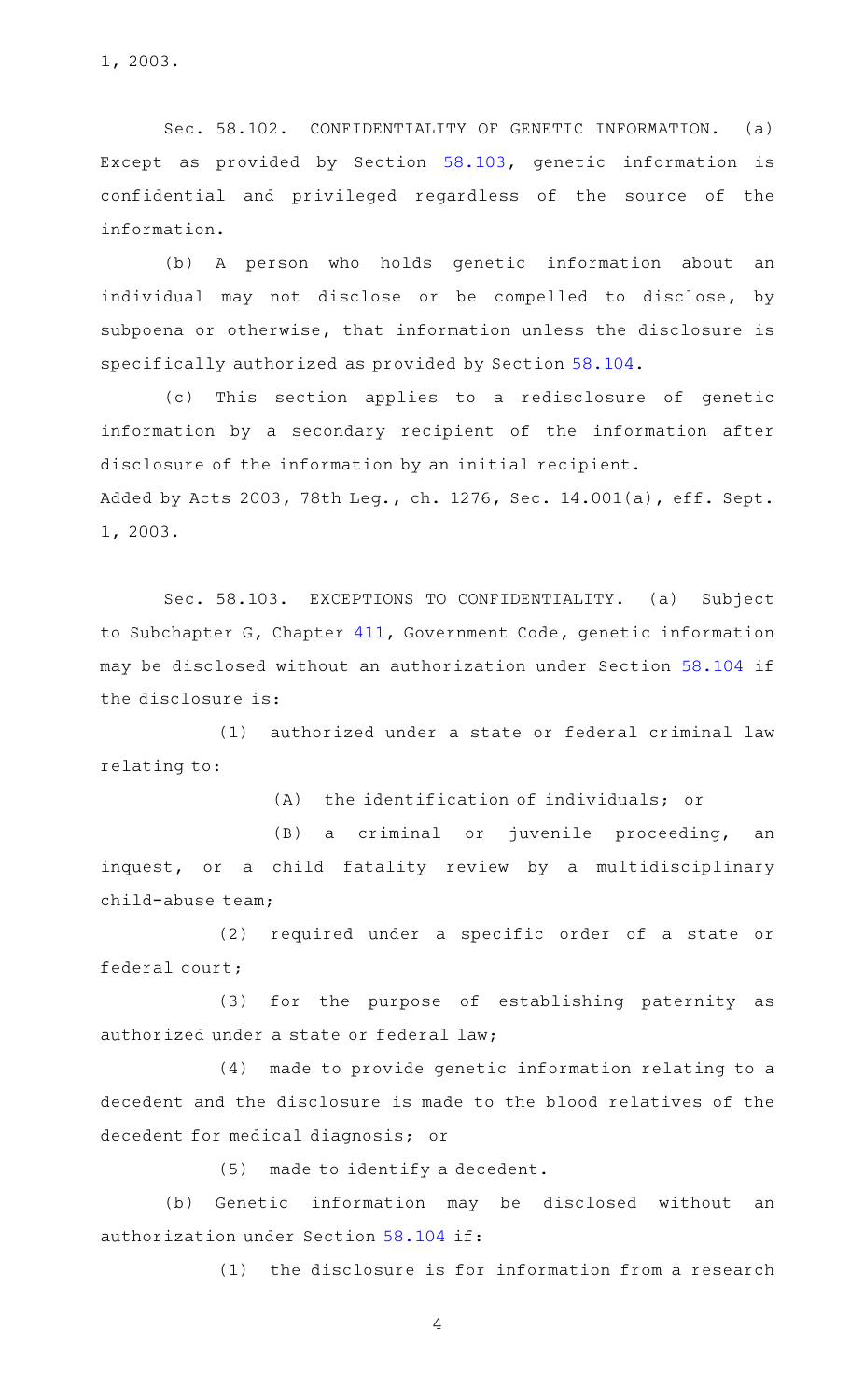1, 2003.

Sec. 58.102. CONFIDENTIALITY OF GENETIC INFORMATION. (a) Except as provided by Section 58.103, genetic information is confidential and privileged regardless of the source of the information.

(b) A person who holds genetic information about an individual may not disclose or be compelled to disclose, by subpoena or otherwise, that information unless the disclosure is specifically authorized as provided by Section 58.104.

(c) This section applies to a redisclosure of genetic information by a secondary recipient of the information after disclosure of the information by an initial recipient.

Added by Acts 2003, 78th Leg., ch. 1276, Sec. 14.001(a), eff. Sept. 1, 2003.

Sec. 58.103. EXCEPTIONS TO CONFIDENTIALITY. (a) Subject to Subchapter G, Chapter 411, Government Code, genetic information may be disclosed without an authorization under Section 58.104 if the disclosure is:

(1) authorized under a state or federal criminal law relating to:

(A) the identification of individuals; or

(B) a criminal or juvenile proceeding, an inquest, or a child fatality review by a multidisciplinary child-abuse team;

(2) required under a specific order of a state or federal court;

(3) for the purpose of establishing paternity as authorized under a state or federal law;

(4) made to provide genetic information relating to a decedent and the disclosure is made to the blood relatives of the decedent for medical diagnosis; or

(5) made to identify a decedent.

(b) Genetic information may be disclosed without an authorization under Section 58.104 if:

(1) the disclosure is for information from a research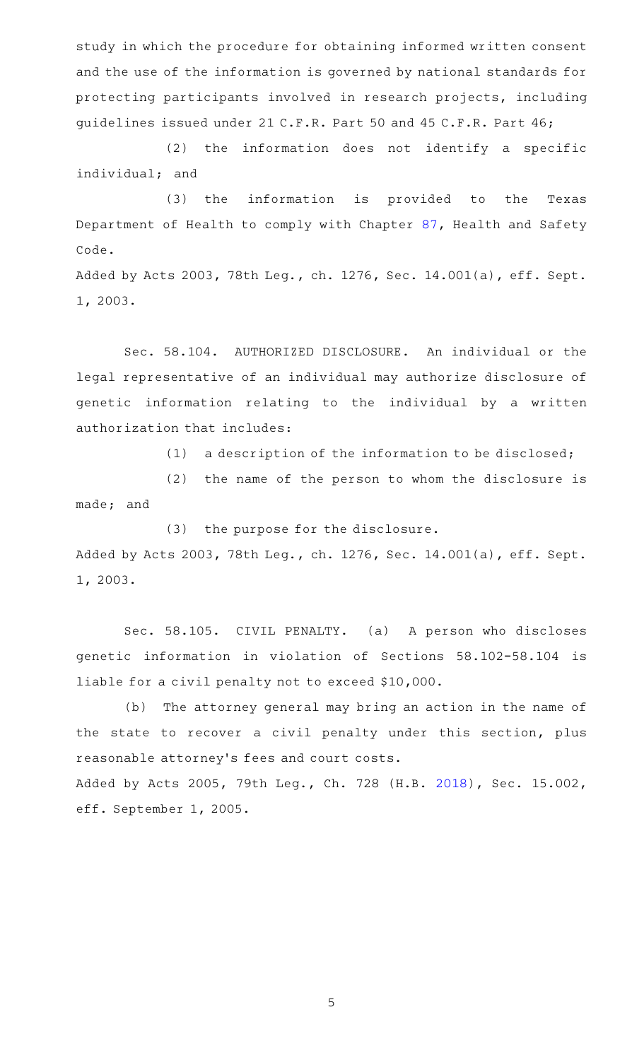study in which the procedure for obtaining informed written consent and the use of the information is governed by national standards for protecting participants involved in research projects, including guidelines issued under 21 C.F.R. Part 50 and 45 C.F.R. Part 46;

(2) the information does not identify a specific individual; and

(3) the information is provided to the Texas Department of Health to comply with Chapter 87, Health and Safety Code.

Added by Acts 2003, 78th Leg., ch. 1276, Sec. 14.001(a), eff. Sept. 1, 2003.

Sec. 58.104. AUTHORIZED DISCLOSURE. An individual or the legal representative of an individual may authorize disclosure of genetic information relating to the individual by a written authorization that includes:

(1) a description of the information to be disclosed;

(2) the name of the person to whom the disclosure is made; and

(3) the purpose for the disclosure.

Added by Acts 2003, 78th Leg., ch. 1276, Sec. 14.001(a), eff. Sept. 1, 2003.

Sec. 58.105. CIVIL PENALTY. (a) A person who discloses genetic information in violation of Sections 58.102-58.104 is liable for a civil penalty not to exceed $10,000.

(b) The attorney general may bring an action in the name of the state to recover a civil penalty under this section, plus reasonable attorney's fees and court costs.

Added by Acts 2005, 79th Leg., Ch. 728 (H.B. 2018), Sec. 15.002, eff. September 1, 2005.